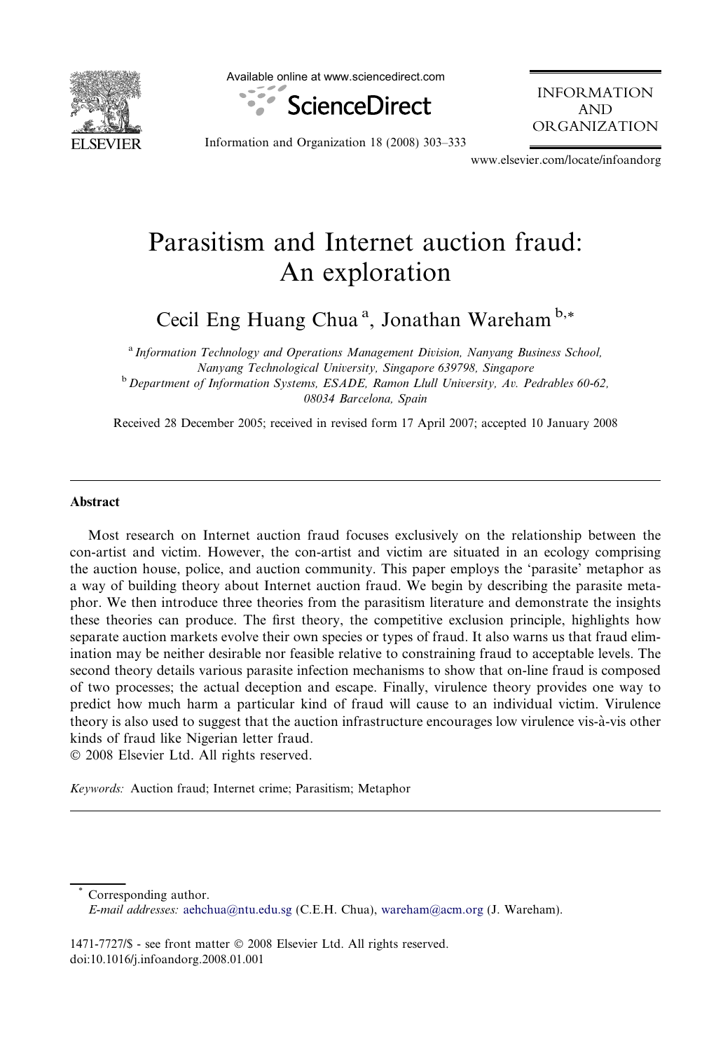# Parasitism and Internet auction fraud: An exploration

Cecil Eng Huang Chua [a], Jonathan Wareham [b,*]

[a] Information Technology and Operations Management Division, Nanyang Business School, Nanyang Technological University, Singapore 639798, Singapore

[b] Department of Information Systems, ESADE, Ramon Llull University, Av. Pedrables 60-62, 08034 Barcelona, Spain

Received 28 December 2005; received in revised form 17 April 2007; accepted 10 January 2008

---

## Abstract

Most research on Internet auction fraud focuses exclusively on the relationship between the con-artist and victim. However, the con-artist and victim are situated in an ecology comprising the auction house, police, and auction community. This paper employs the 'parasite' metaphor as a way of building theory about Internet auction fraud. We begin by describing the parasite metaphor. We then introduce three theories from the parasitism literature and demonstrate the insights these theories can produce. The first theory, the competitive exclusion principle, highlights how separate auction markets evolve their own species or types of fraud. It also warns us that fraud elimination may be neither desirable nor feasible relative to constraining fraud to acceptable levels. The second theory details various parasite infection mechanisms to show that on-line fraud is composed of two processes; the actual deception and escape. Finally, virulence theory provides one way to predict how much harm a particular kind of fraud will cause to an individual victim. Virulence theory is also used to suggest that the auction infrastructure encourages low virulence vis-à-vis other kinds of fraud like Nigerian letter fraud.

© 2008 Elsevier Ltd. All rights reserved.

*Keywords:* Auction fraud; Internet crime; Parasitism; Metaphor

---

\* Corresponding author.
*E-mail addresses:* aehchua@ntu.edu.sg (C.E.H. Chua), wareham@acm.org (J. Wareham).

1471-7727/$ - see front matter © 2008 Elsevier Ltd. All rights reserved.
doi:10.1016/j.infoandorg.2008.01.001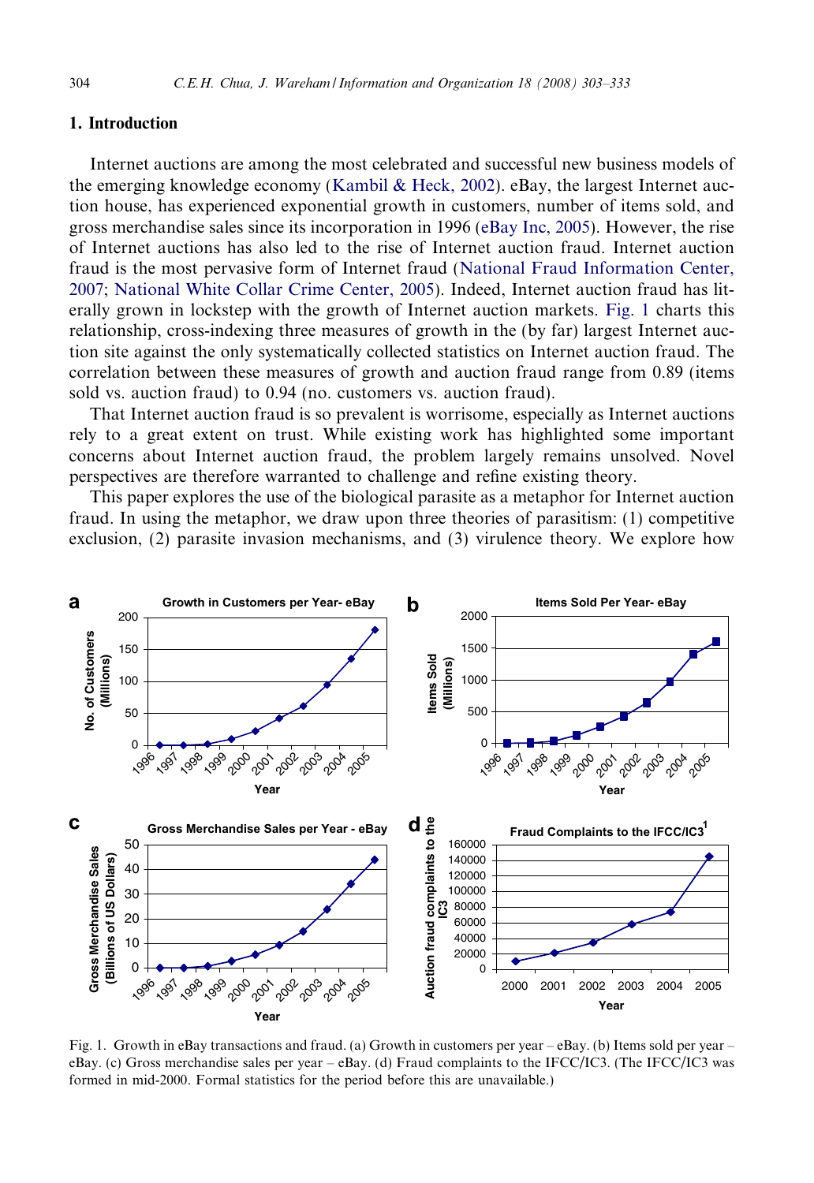## 1. Introduction

Internet auctions are among the most celebrated and successful new business models of the emerging knowledge economy (Kambil & Heck, 2002). eBay, the largest Internet auction house, has experienced exponential growth in customers, number of items sold, and gross merchandise sales since its incorporation in 1996 (eBay Inc, 2005). However, the rise of Internet auctions has also led to the rise of Internet auction fraud. Internet auction fraud is the most pervasive form of Internet fraud (National Fraud Information Center, 2007; National White Collar Crime Center, 2005). Indeed, Internet auction fraud has literally grown in lockstep with the growth of Internet auction markets. Fig. 1 charts this relationship, cross-indexing three measures of growth in the (by far) largest Internet auction site against the only systematically collected statistics on Internet auction fraud. The correlation between these measures of growth and auction fraud range from 0.89 (items sold vs. auction fraud) to 0.94 (no. customers vs. auction fraud).

That Internet auction fraud is so prevalent is worrisome, especially as Internet auctions rely to a great extent on trust. While existing work has highlighted some important concerns about Internet auction fraud, the problem largely remains unsolved. Novel perspectives are therefore warranted to challenge and refine existing theory.

This paper explores the use of the biological parasite as a metaphor for Internet auction fraud. In using the metaphor, we draw upon three theories of parasitism: (1) competitive exclusion, (2) parasite invasion mechanisms, and (3) virulence theory. We explore how

Fig. 1. Growth in eBay transactions and fraud. (a) Growth in customers per year – eBay. (b) Items sold per year – eBay. (c) Gross merchandise sales per year – eBay. (d) Fraud complaints to the IFCC/IC3. (The IFCC/IC3 was formed in mid-2000. Formal statistics for the period before this are unavailable.)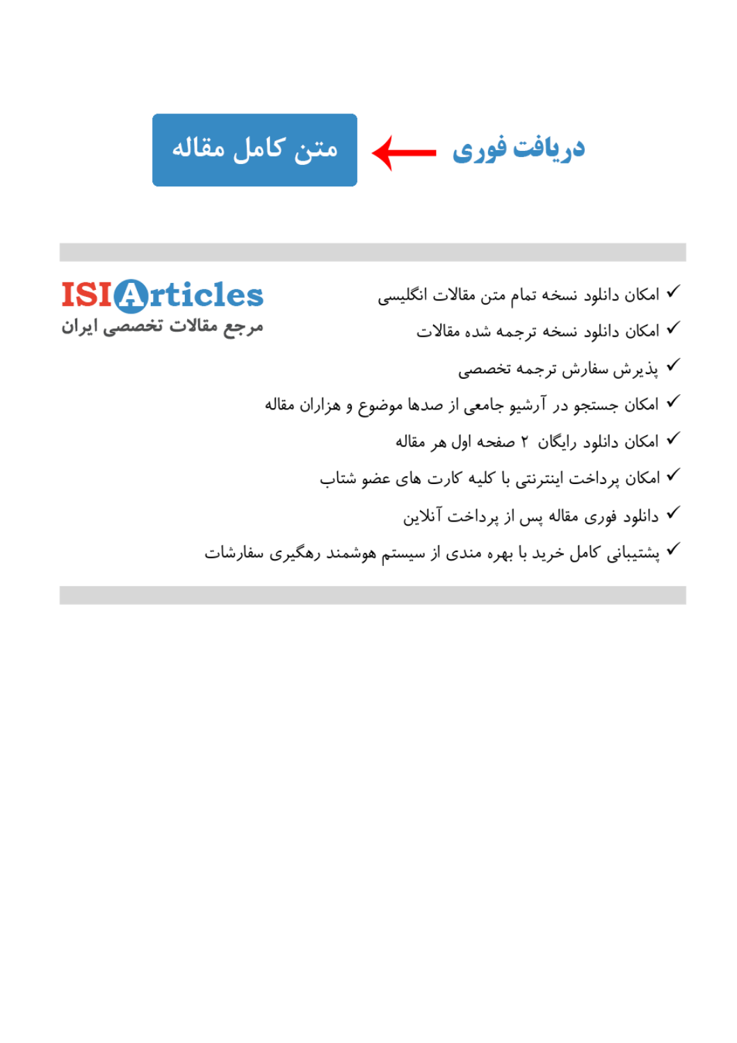**دریافت فوری** ← **متن کامل مقاله**

**ISIArticles**
مرجع مقالات تخصصی ایران

- ✓ امکان دانلود نسخه تمام متن مقالات انگلیسی
- ✓ امکان دانلود نسخه ترجمه شده مقالات
- ✓ پذیرش سفارش ترجمه تخصصی
- ✓ امکان جستجو در آرشیو جامعی از صدها موضوع و هزاران مقاله
- ✓ امکان دانلود رایگان ۲ صفحه اول هر مقاله
- ✓ امکان پرداخت اینترنتی با کلیه کارت های عضو شتاب
- ✓ دانلود فوری مقاله پس از پرداخت آنلاین
- ✓ پشتیبانی کامل خرید با بهره مندی از سیستم هوشمند رهگیری سفارشات